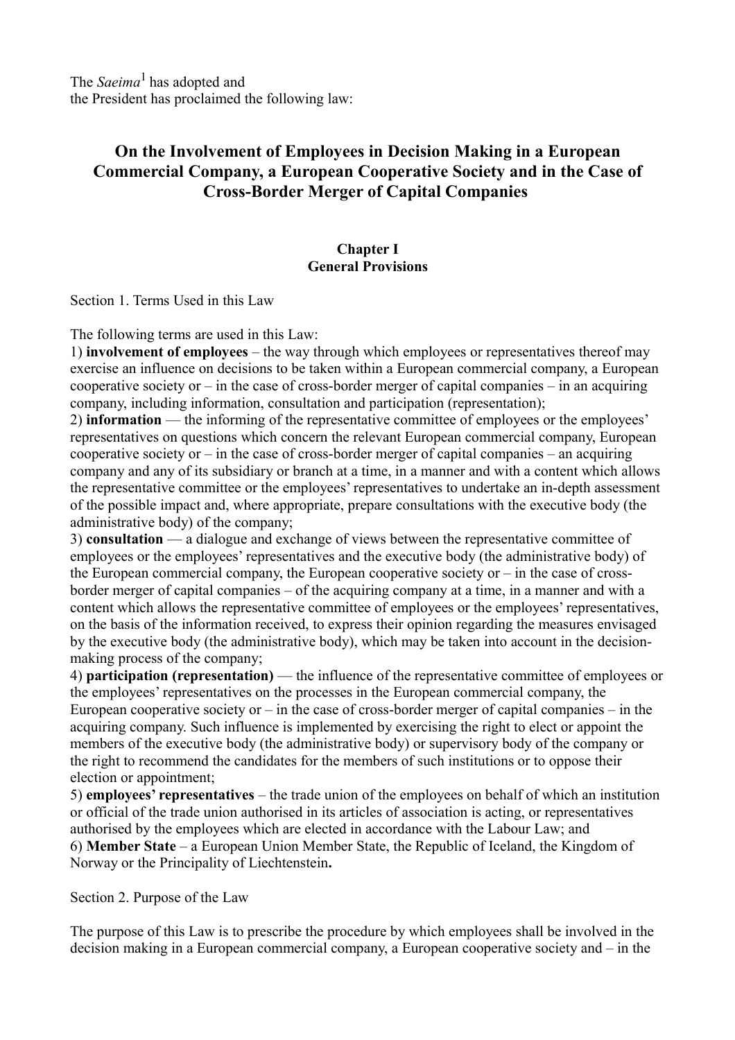The *Saeima*[1] has adopted and
the President has proclaimed the following law:

# On the Involvement of Employees in Decision Making in a European Commercial Company, a European Cooperative Society and in the Case of Cross-Border Merger of Capital Companies

## Chapter I
## General Provisions

Section 1. Terms Used in this Law

The following terms are used in this Law:

1) **involvement of employees** – the way through which employees or representatives thereof may exercise an influence on decisions to be taken within a European commercial company, a European cooperative society or – in the case of cross-border merger of capital companies – in an acquiring company, including information, consultation and participation (representation);

2) **information** — the informing of the representative committee of employees or the employees' representatives on questions which concern the relevant European commercial company, European cooperative society or – in the case of cross-border merger of capital companies – an acquiring company and any of its subsidiary or branch at a time, in a manner and with a content which allows the representative committee or the employees' representatives to undertake an in-depth assessment of the possible impact and, where appropriate, prepare consultations with the executive body (the administrative body) of the company;

3) **consultation** — a dialogue and exchange of views between the representative committee of employees or the employees' representatives and the executive body (the administrative body) of the European commercial company, the European cooperative society or – in the case of cross-border merger of capital companies – of the acquiring company at a time, in a manner and with a content which allows the representative committee of employees or the employees' representatives, on the basis of the information received, to express their opinion regarding the measures envisaged by the executive body (the administrative body), which may be taken into account in the decision-making process of the company;

4) **participation (representation)** — the influence of the representative committee of employees or the employees' representatives on the processes in the European commercial company, the European cooperative society or – in the case of cross-border merger of capital companies – in the acquiring company. Such influence is implemented by exercising the right to elect or appoint the members of the executive body (the administrative body) or supervisory body of the company or the right to recommend the candidates for the members of such institutions or to oppose their election or appointment;

5) **employees' representatives** – the trade union of the employees on behalf of which an institution or official of the trade union authorised in its articles of association is acting, or representatives authorised by the employees which are elected in accordance with the Labour Law; and

6) **Member State** – a European Union Member State, the Republic of Iceland, the Kingdom of Norway or the Principality of Liechtenstein**.**

Section 2. Purpose of the Law

The purpose of this Law is to prescribe the procedure by which employees shall be involved in the decision making in a European commercial company, a European cooperative society and – in the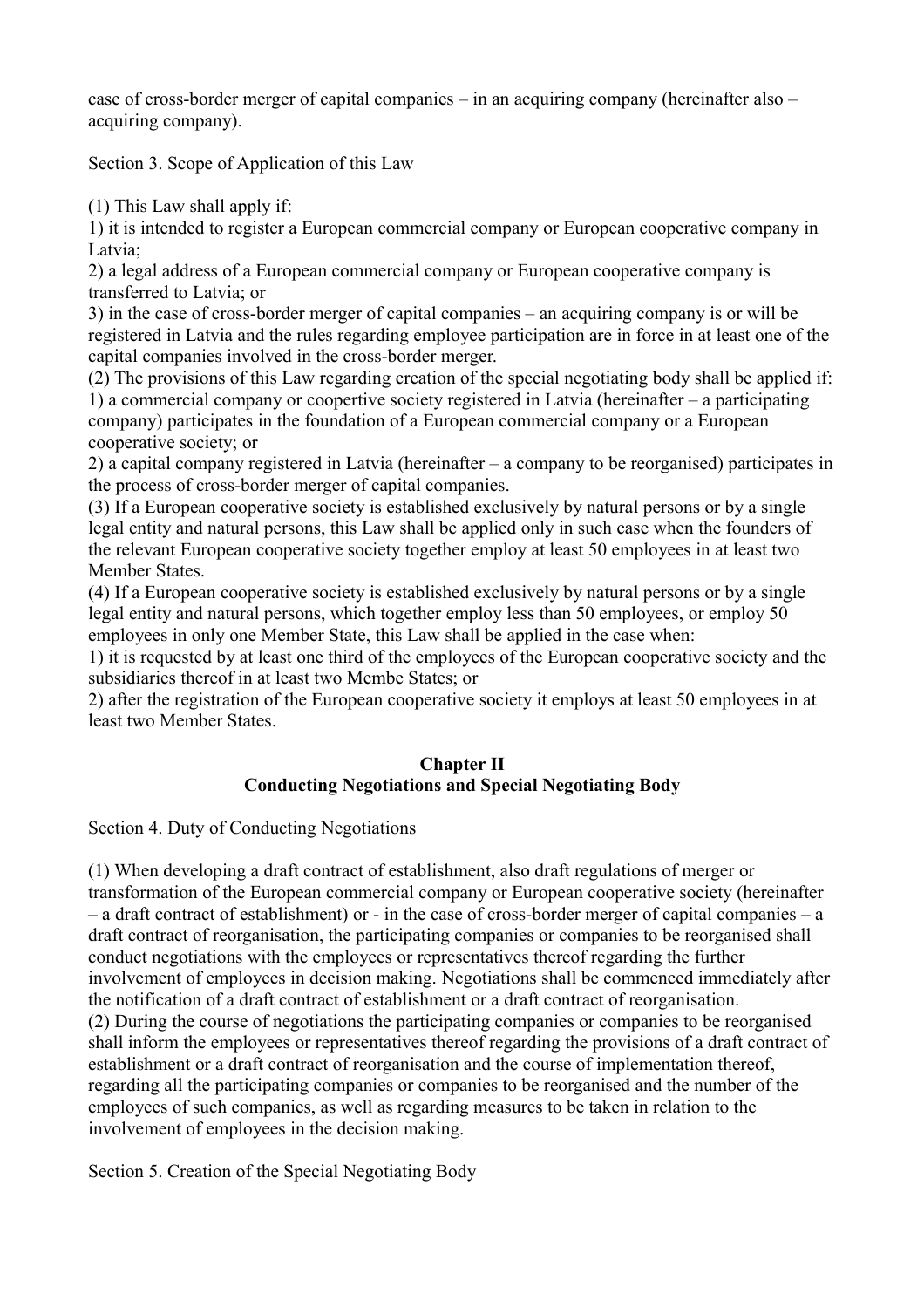case of cross-border merger of capital companies – in an acquiring company (hereinafter also – acquiring company).

Section 3. Scope of Application of this Law

(1) This Law shall apply if:
1) it is intended to register a European commercial company or European cooperative company in Latvia;
2) a legal address of a European commercial company or European cooperative company is transferred to Latvia; or
3) in the case of cross-border merger of capital companies – an acquiring company is or will be registered in Latvia and the rules regarding employee participation are in force in at least one of the capital companies involved in the cross-border merger.
(2) The provisions of this Law regarding creation of the special negotiating body shall be applied if:
1) a commercial company or coopertive society registered in Latvia (hereinafter – a participating company) participates in the foundation of a European commercial company or a European cooperative society; or
2) a capital company registered in Latvia (hereinafter – a company to be reorganised) participates in the process of cross-border merger of capital companies.
(3) If a European cooperative society is established exclusively by natural persons or by a single legal entity and natural persons, this Law shall be applied only in such case when the founders of the relevant European cooperative society together employ at least 50 employees in at least two Member States.
(4) If a European cooperative society is established exclusively by natural persons or by a single legal entity and natural persons, which together employ less than 50 employees, or employ 50 employees in only one Member State, this Law shall be applied in the case when:
1) it is requested by at least one third of the employees of the European cooperative society and the subsidiaries thereof in at least two Membe States; or
2) after the registration of the European cooperative society it employs at least 50 employees in at least two Member States.

## Chapter II
## Conducting Negotiations and Special Negotiating Body

Section 4. Duty of Conducting Negotiations

(1) When developing a draft contract of establishment, also draft regulations of merger or transformation of the European commercial company or European cooperative society (hereinafter – a draft contract of establishment) or - in the case of cross-border merger of capital companies – a draft contract of reorganisation, the participating companies or companies to be reorganised shall conduct negotiations with the employees or representatives thereof regarding the further involvement of employees in decision making. Negotiations shall be commenced immediately after the notification of a draft contract of establishment or a draft contract of reorganisation.
(2) During the course of negotiations the participating companies or companies to be reorganised shall inform the employees or representatives thereof regarding the provisions of a draft contract of establishment or a draft contract of reorganisation and the course of implementation thereof, regarding all the participating companies or companies to be reorganised and the number of the employees of such companies, as well as regarding measures to be taken in relation to the involvement of employees in the decision making.

Section 5. Creation of the Special Negotiating Body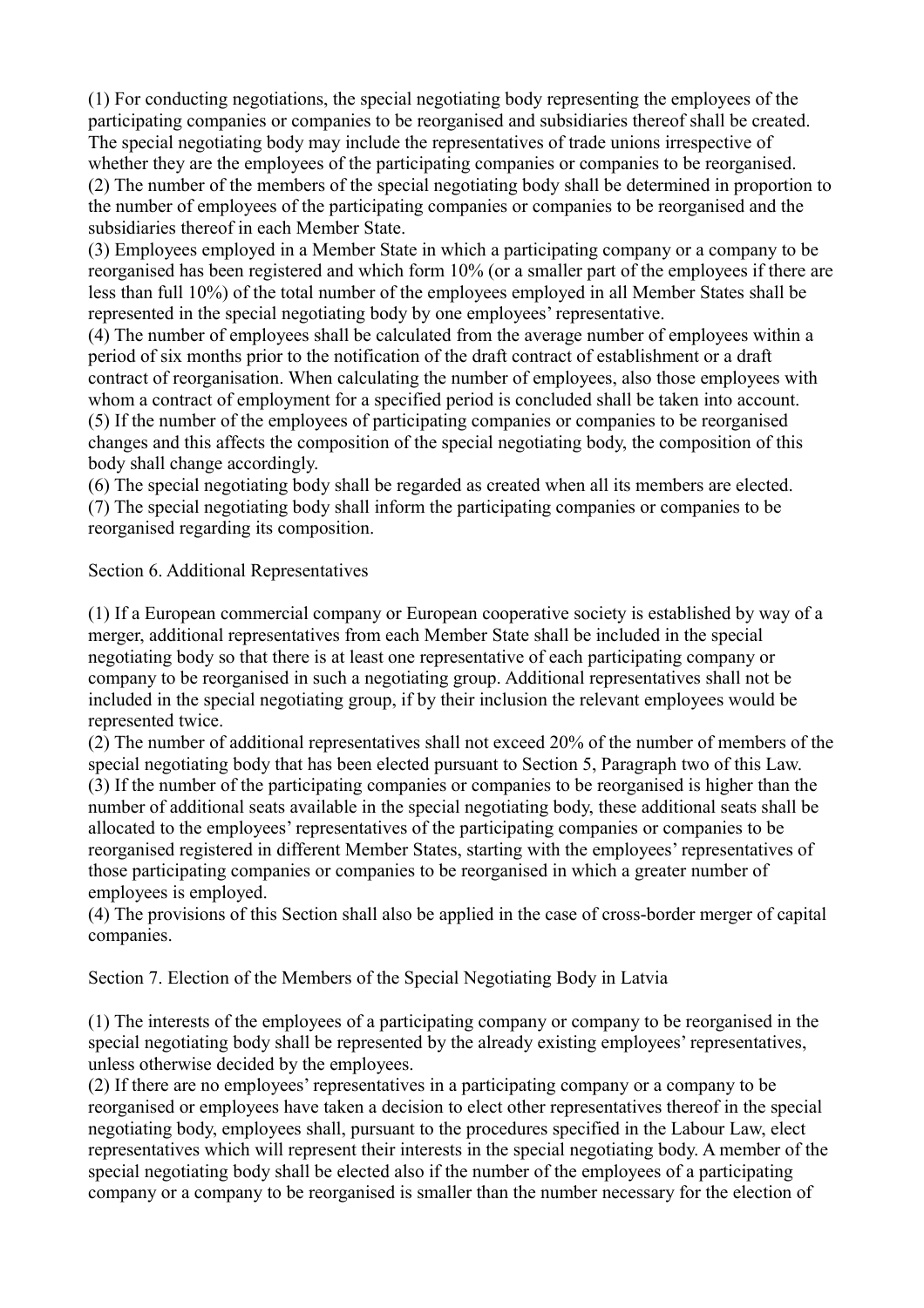(1) For conducting negotiations, the special negotiating body representing the employees of the participating companies or companies to be reorganised and subsidiaries thereof shall be created. The special negotiating body may include the representatives of trade unions irrespective of whether they are the employees of the participating companies or companies to be reorganised.

(2) The number of the members of the special negotiating body shall be determined in proportion to the number of employees of the participating companies or companies to be reorganised and the subsidiaries thereof in each Member State.

(3) Employees employed in a Member State in which a participating company or a company to be reorganised has been registered and which form 10% (or a smaller part of the employees if there are less than full 10%) of the total number of the employees employed in all Member States shall be represented in the special negotiating body by one employees' representative.

(4) The number of employees shall be calculated from the average number of employees within a period of six months prior to the notification of the draft contract of establishment or a draft contract of reorganisation. When calculating the number of employees, also those employees with whom a contract of employment for a specified period is concluded shall be taken into account.

(5) If the number of the employees of participating companies or companies to be reorganised changes and this affects the composition of the special negotiating body, the composition of this body shall change accordingly.

(6) The special negotiating body shall be regarded as created when all its members are elected.

(7) The special negotiating body shall inform the participating companies or companies to be reorganised regarding its composition.

## Section 6. Additional Representatives

(1) If a European commercial company or European cooperative society is established by way of a merger, additional representatives from each Member State shall be included in the special negotiating body so that there is at least one representative of each participating company or company to be reorganised in such a negotiating group. Additional representatives shall not be included in the special negotiating group, if by their inclusion the relevant employees would be represented twice.

(2) The number of additional representatives shall not exceed 20% of the number of members of the special negotiating body that has been elected pursuant to Section 5, Paragraph two of this Law.

(3) If the number of the participating companies or companies to be reorganised is higher than the number of additional seats available in the special negotiating body, these additional seats shall be allocated to the employees' representatives of the participating companies or companies to be reorganised registered in different Member States, starting with the employees' representatives of those participating companies or companies to be reorganised in which a greater number of employees is employed.

(4) The provisions of this Section shall also be applied in the case of cross-border merger of capital companies.

## Section 7. Election of the Members of the Special Negotiating Body in Latvia

(1) The interests of the employees of a participating company or company to be reorganised in the special negotiating body shall be represented by the already existing employees' representatives, unless otherwise decided by the employees.

(2) If there are no employees' representatives in a participating company or a company to be reorganised or employees have taken a decision to elect other representatives thereof in the special negotiating body, employees shall, pursuant to the procedures specified in the Labour Law, elect representatives which will represent their interests in the special negotiating body. A member of the special negotiating body shall be elected also if the number of the employees of a participating company or a company to be reorganised is smaller than the number necessary for the election of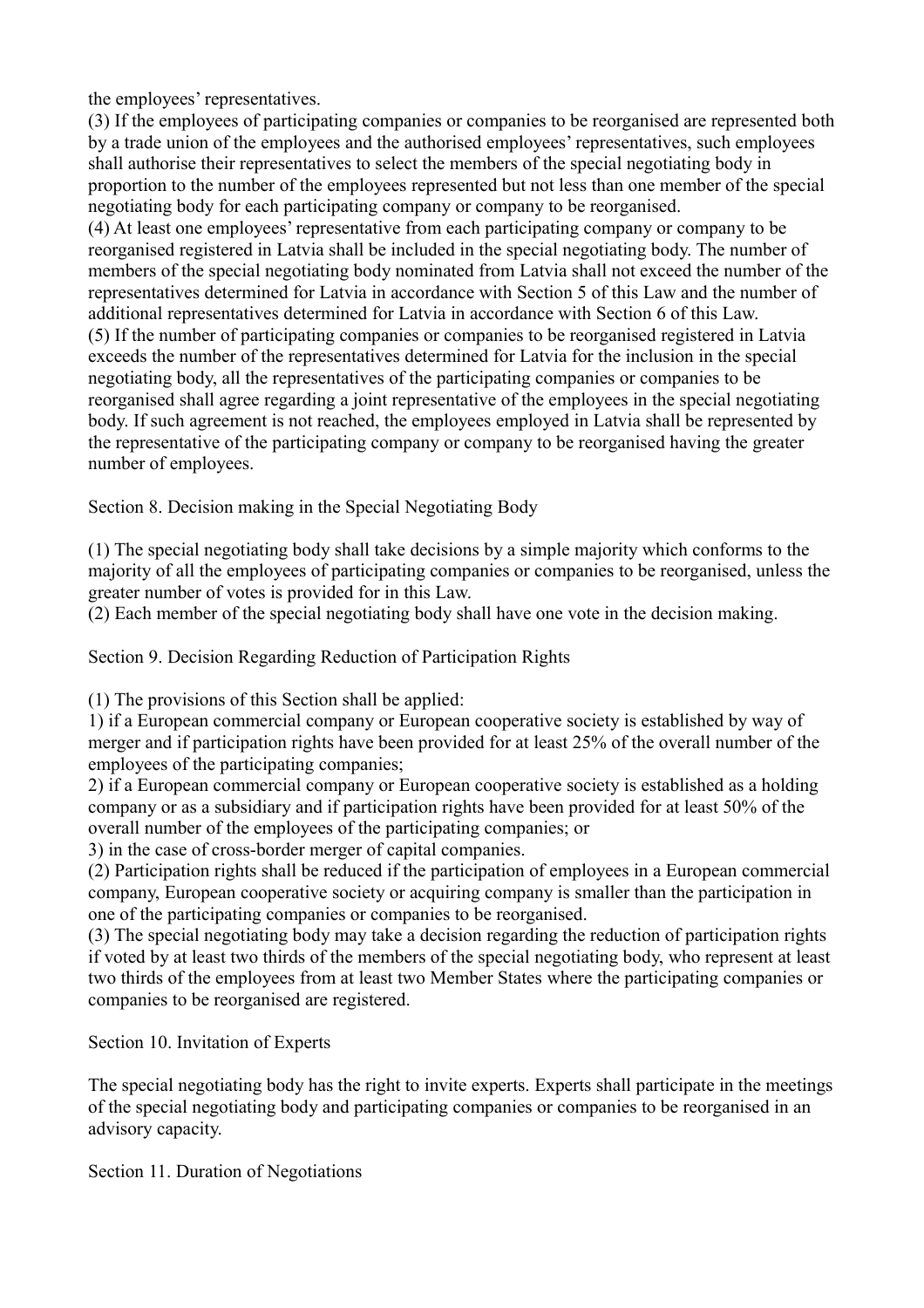the employees' representatives.

(3) If the employees of participating companies or companies to be reorganised are represented both by a trade union of the employees and the authorised employees' representatives, such employees shall authorise their representatives to select the members of the special negotiating body in proportion to the number of the employees represented but not less than one member of the special negotiating body for each participating company or company to be reorganised.

(4) At least one employees' representative from each participating company or company to be reorganised registered in Latvia shall be included in the special negotiating body. The number of members of the special negotiating body nominated from Latvia shall not exceed the number of the representatives determined for Latvia in accordance with Section 5 of this Law and the number of additional representatives determined for Latvia in accordance with Section 6 of this Law.

(5) If the number of participating companies or companies to be reorganised registered in Latvia exceeds the number of the representatives determined for Latvia for the inclusion in the special negotiating body, all the representatives of the participating companies or companies to be reorganised shall agree regarding a joint representative of the employees in the special negotiating body. If such agreement is not reached, the employees employed in Latvia shall be represented by the representative of the participating company or company to be reorganised having the greater number of employees.

## Section 8. Decision making in the Special Negotiating Body

(1) The special negotiating body shall take decisions by a simple majority which conforms to the majority of all the employees of participating companies or companies to be reorganised, unless the greater number of votes is provided for in this Law.

(2) Each member of the special negotiating body shall have one vote in the decision making.

## Section 9. Decision Regarding Reduction of Participation Rights

(1) The provisions of this Section shall be applied:

1) if a European commercial company or European cooperative society is established by way of merger and if participation rights have been provided for at least 25% of the overall number of the employees of the participating companies;

2) if a European commercial company or European cooperative society is established as a holding company or as a subsidiary and if participation rights have been provided for at least 50% of the overall number of the employees of the participating companies; or

3) in the case of cross-border merger of capital companies.

(2) Participation rights shall be reduced if the participation of employees in a European commercial company, European cooperative society or acquiring company is smaller than the participation in one of the participating companies or companies to be reorganised.

(3) The special negotiating body may take a decision regarding the reduction of participation rights if voted by at least two thirds of the members of the special negotiating body, who represent at least two thirds of the employees from at least two Member States where the participating companies or companies to be reorganised are registered.

## Section 10. Invitation of Experts

The special negotiating body has the right to invite experts. Experts shall participate in the meetings of the special negotiating body and participating companies or companies to be reorganised in an advisory capacity.

## Section 11. Duration of Negotiations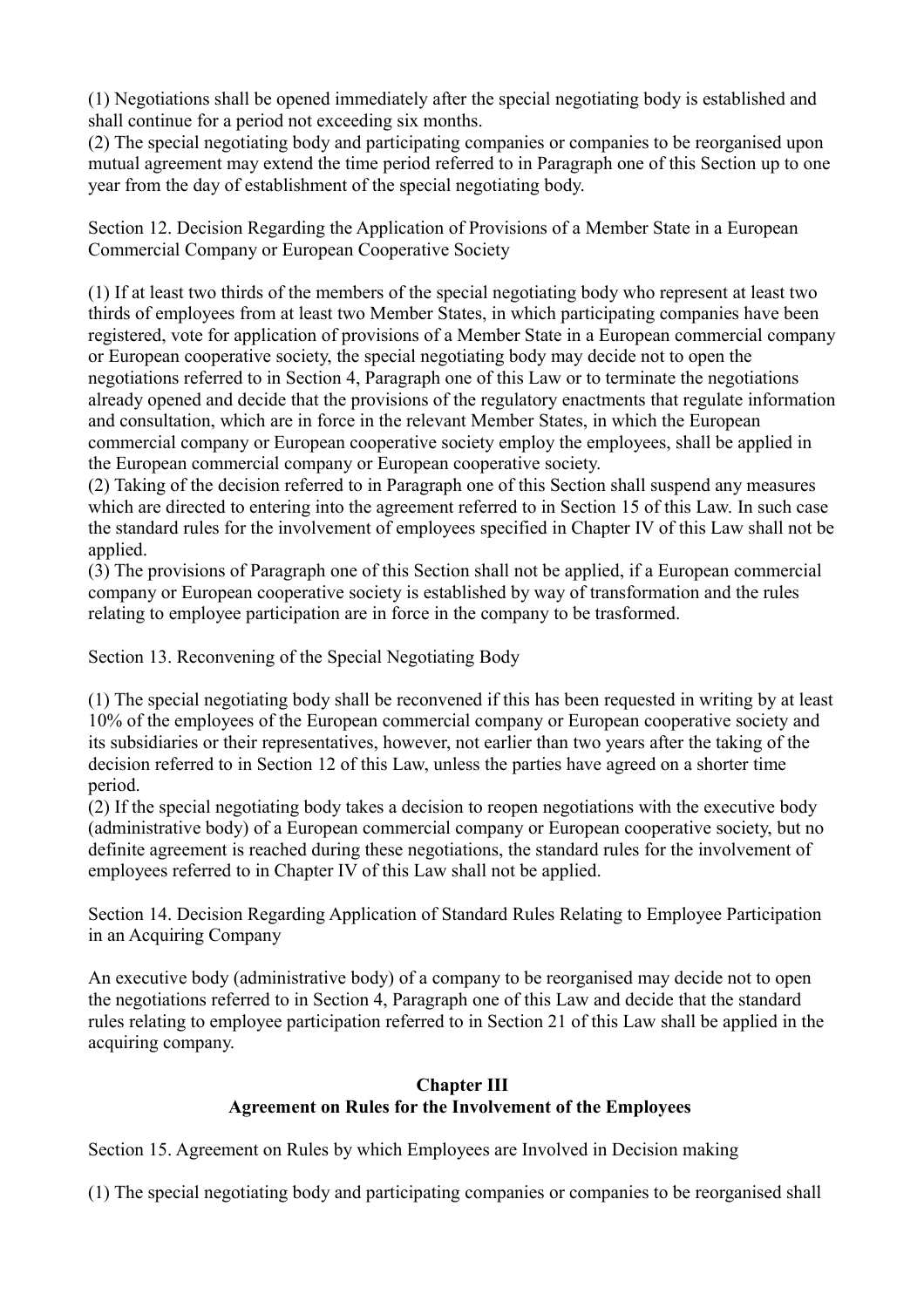(1) Negotiations shall be opened immediately after the special negotiating body is established and shall continue for a period not exceeding six months.
(2) The special negotiating body and participating companies or companies to be reorganised upon mutual agreement may extend the time period referred to in Paragraph one of this Section up to one year from the day of establishment of the special negotiating body.

Section 12. Decision Regarding the Application of Provisions of a Member State in a European Commercial Company or European Cooperative Society

(1) If at least two thirds of the members of the special negotiating body who represent at least two thirds of employees from at least two Member States, in which participating companies have been registered, vote for application of provisions of a Member State in a European commercial company or European cooperative society, the special negotiating body may decide not to open the negotiations referred to in Section 4, Paragraph one of this Law or to terminate the negotiations already opened and decide that the provisions of the regulatory enactments that regulate information and consultation, which are in force in the relevant Member States, in which the European commercial company or European cooperative society employ the employees, shall be applied in the European commercial company or European cooperative society.
(2) Taking of the decision referred to in Paragraph one of this Section shall suspend any measures which are directed to entering into the agreement referred to in Section 15 of this Law. In such case the standard rules for the involvement of employees specified in Chapter IV of this Law shall not be applied.
(3) The provisions of Paragraph one of this Section shall not be applied, if a European commercial company or European cooperative society is established by way of transformation and the rules relating to employee participation are in force in the company to be trasformed.

Section 13. Reconvening of the Special Negotiating Body

(1) The special negotiating body shall be reconvened if this has been requested in writing by at least 10% of the employees of the European commercial company or European cooperative society and its subsidiaries or their representatives, however, not earlier than two years after the taking of the decision referred to in Section 12 of this Law, unless the parties have agreed on a shorter time period.
(2) If the special negotiating body takes a decision to reopen negotiations with the executive body (administrative body) of a European commercial company or European cooperative society, but no definite agreement is reached during these negotiations, the standard rules for the involvement of employees referred to in Chapter IV of this Law shall not be applied.

Section 14. Decision Regarding Application of Standard Rules Relating to Employee Participation in an Acquiring Company

An executive body (administrative body) of a company to be reorganised may decide not to open the negotiations referred to in Section 4, Paragraph one of this Law and decide that the standard rules relating to employee participation referred to in Section 21 of this Law shall be applied in the acquiring company.

## Chapter III
## Agreement on Rules for the Involvement of the Employees

Section 15. Agreement on Rules by which Employees are Involved in Decision making

(1) The special negotiating body and participating companies or companies to be reorganised shall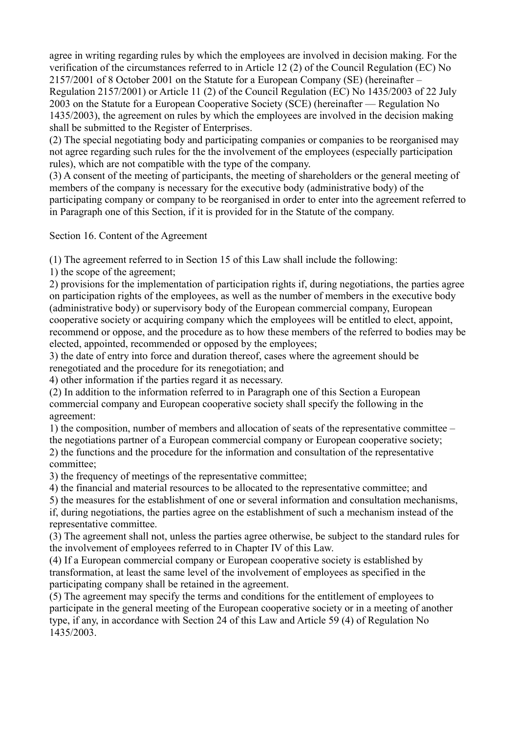agree in writing regarding rules by which the employees are involved in decision making. For the verification of the circumstances referred to in Article 12 (2) of the Council Regulation (EC) No 2157/2001 of 8 October 2001 on the Statute for a European Company (SE) (hereinafter – Regulation 2157/2001) or Article 11 (2) of the Council Regulation (EC) No 1435/2003 of 22 July 2003 on the Statute for a European Cooperative Society (SCE) (hereinafter — Regulation No 1435/2003), the agreement on rules by which the employees are involved in the decision making shall be submitted to the Register of Enterprises.

(2) The special negotiating body and participating companies or companies to be reorganised may not agree regarding such rules for the the involvement of the employees (especially participation rules), which are not compatible with the type of the company.

(3) A consent of the meeting of participants, the meeting of shareholders or the general meeting of members of the company is necessary for the executive body (administrative body) of the participating company or company to be reorganised in order to enter into the agreement referred to in Paragraph one of this Section, if it is provided for in the Statute of the company.

Section 16. Content of the Agreement

(1) The agreement referred to in Section 15 of this Law shall include the following:

1) the scope of the agreement;

2) provisions for the implementation of participation rights if, during negotiations, the parties agree on participation rights of the employees, as well as the number of members in the executive body (administrative body) or supervisory body of the European commercial company, European cooperative society or acquiring company which the employees will be entitled to elect, appoint, recommend or oppose, and the procedure as to how these members of the referred to bodies may be elected, appointed, recommended or opposed by the employees;

3) the date of entry into force and duration thereof, cases where the agreement should be renegotiated and the procedure for its renegotiation; and

4) other information if the parties regard it as necessary.

(2) In addition to the information referred to in Paragraph one of this Section a European commercial company and European cooperative society shall specify the following in the agreement:

1) the composition, number of members and allocation of seats of the representative committee – the negotiations partner of a European commercial company or European cooperative society;

2) the functions and the procedure for the information and consultation of the representative committee;

3) the frequency of meetings of the representative committee;

4) the financial and material resources to be allocated to the representative committee; and

5) the measures for the establishment of one or several information and consultation mechanisms, if, during negotiations, the parties agree on the establishment of such a mechanism instead of the representative committee.

(3) The agreement shall not, unless the parties agree otherwise, be subject to the standard rules for the involvement of employees referred to in Chapter IV of this Law.

(4) If a European commercial company or European cooperative society is established by transformation, at least the same level of the involvement of employees as specified in the participating company shall be retained in the agreement.

(5) The agreement may specify the terms and conditions for the entitlement of employees to participate in the general meeting of the European cooperative society or in a meeting of another type, if any, in accordance with Section 24 of this Law and Article 59 (4) of Regulation No 1435/2003.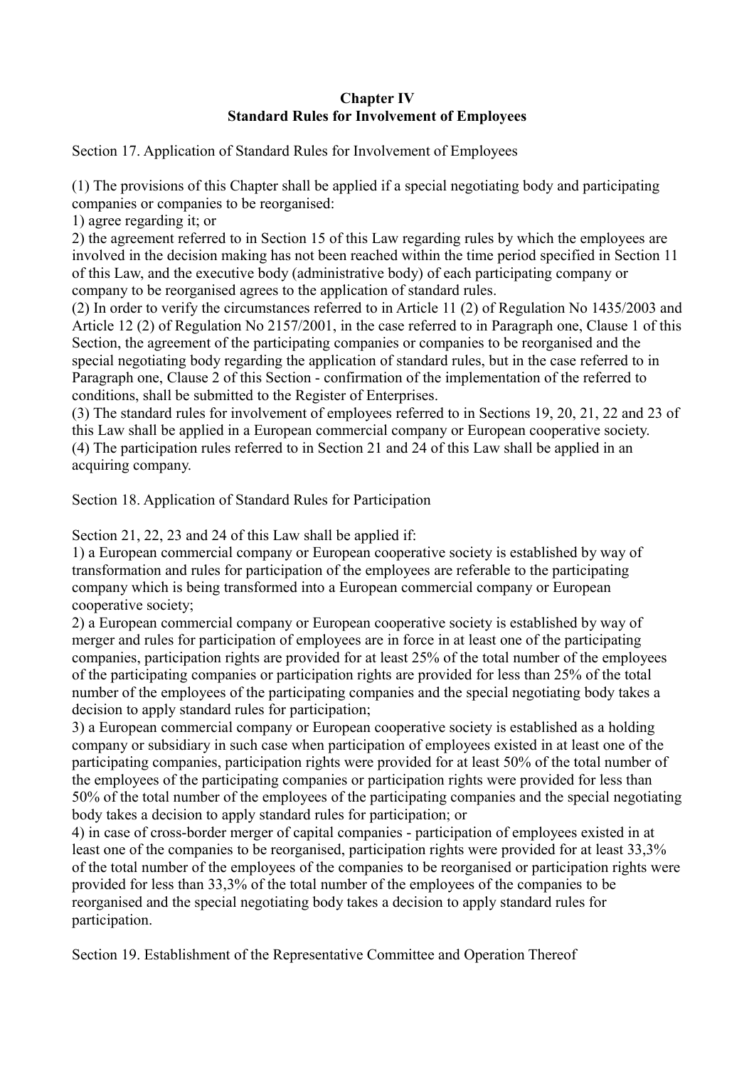## Chapter IV
## Standard Rules for Involvement of Employees

Section 17. Application of Standard Rules for Involvement of Employees

(1) The provisions of this Chapter shall be applied if a special negotiating body and participating companies or companies to be reorganised:
1) agree regarding it; or
2) the agreement referred to in Section 15 of this Law regarding rules by which the employees are involved in the decision making has not been reached within the time period specified in Section 11 of this Law, and the executive body (administrative body) of each participating company or company to be reorganised agrees to the application of standard rules.
(2) In order to verify the circumstances referred to in Article 11 (2) of Regulation No 1435/2003 and Article 12 (2) of Regulation No 2157/2001, in the case referred to in Paragraph one, Clause 1 of this Section, the agreement of the participating companies or companies to be reorganised and the special negotiating body regarding the application of standard rules, but in the case referred to in Paragraph one, Clause 2 of this Section - confirmation of the implementation of the referred to conditions, shall be submitted to the Register of Enterprises.
(3) The standard rules for involvement of employees referred to in Sections 19, 20, 21, 22 and 23 of this Law shall be applied in a European commercial company or European cooperative society.
(4) The participation rules referred to in Section 21 and 24 of this Law shall be applied in an acquiring company.

Section 18. Application of Standard Rules for Participation

Section 21, 22, 23 and 24 of this Law shall be applied if:
1) a European commercial company or European cooperative society is established by way of transformation and rules for participation of the employees are referable to the participating company which is being transformed into a European commercial company or European cooperative society;
2) a European commercial company or European cooperative society is established by way of merger and rules for participation of employees are in force in at least one of the participating companies, participation rights are provided for at least 25% of the total number of the employees of the participating companies or participation rights are provided for less than 25% of the total number of the employees of the participating companies and the special negotiating body takes a decision to apply standard rules for participation;
3) a European commercial company or European cooperative society is established as a holding company or subsidiary in such case when participation of employees existed in at least one of the participating companies, participation rights were provided for at least 50% of the total number of the employees of the participating companies or participation rights were provided for less than 50% of the total number of the employees of the participating companies and the special negotiating body takes a decision to apply standard rules for participation; or
4) in case of cross-border merger of capital companies - participation of employees existed in at least one of the companies to be reorganised, participation rights were provided for at least 33,3% of the total number of the employees of the companies to be reorganised or participation rights were provided for less than 33,3% of the total number of the employees of the companies to be reorganised and the special negotiating body takes a decision to apply standard rules for participation.

Section 19. Establishment of the Representative Committee and Operation Thereof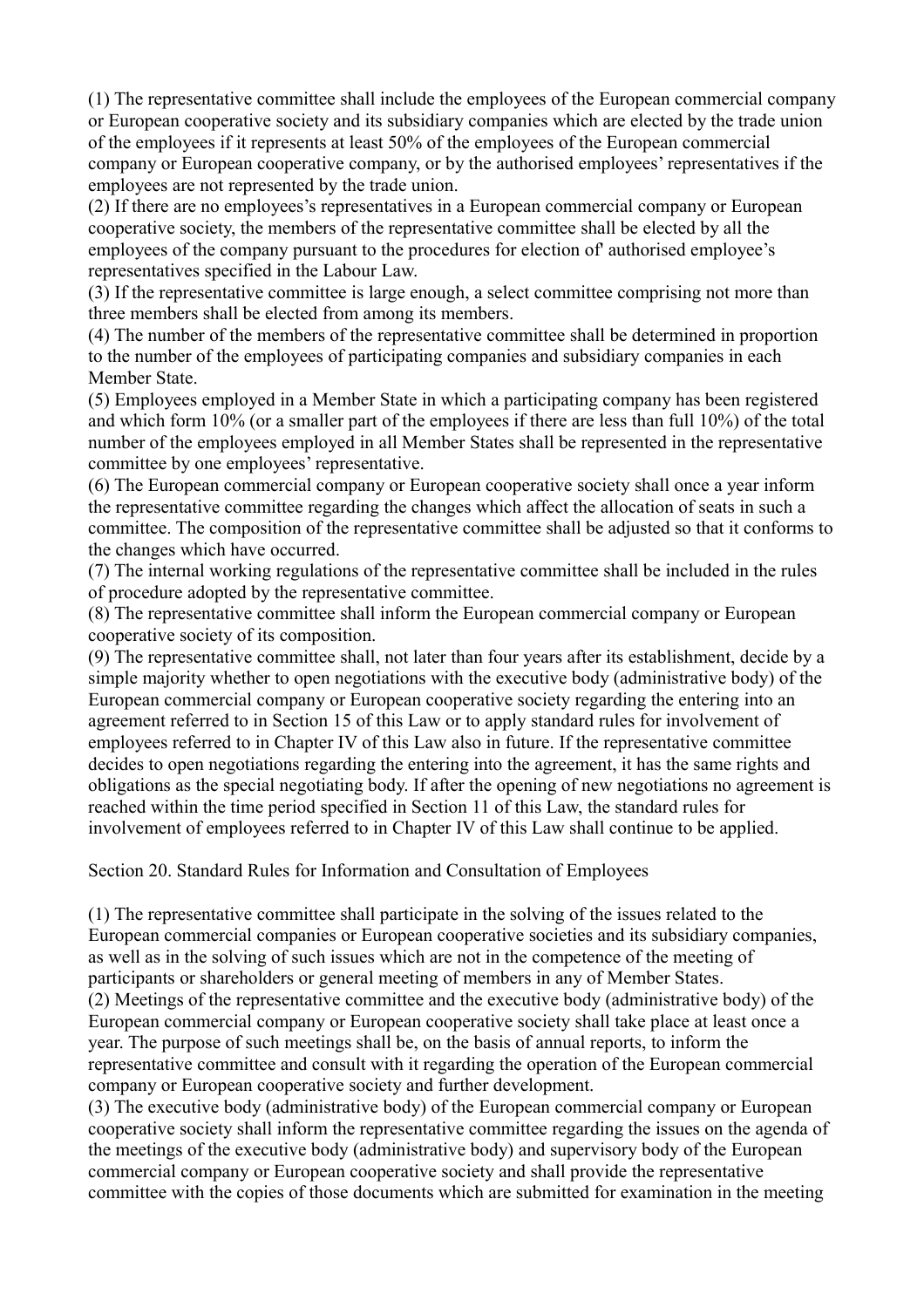(1) The representative committee shall include the employees of the European commercial company or European cooperative society and its subsidiary companies which are elected by the trade union of the employees if it represents at least 50% of the employees of the European commercial company or European cooperative company, or by the authorised employees' representatives if the employees are not represented by the trade union.

(2) If there are no employees's representatives in a European commercial company or European cooperative society, the members of the representative committee shall be elected by all the employees of the company pursuant to the procedures for election of' authorised employee's representatives specified in the Labour Law.

(3) If the representative committee is large enough, a select committee comprising not more than three members shall be elected from among its members.

(4) The number of the members of the representative committee shall be determined in proportion to the number of the employees of participating companies and subsidiary companies in each Member State.

(5) Employees employed in a Member State in which a participating company has been registered and which form 10% (or a smaller part of the employees if there are less than full 10%) of the total number of the employees employed in all Member States shall be represented in the representative committee by one employees' representative.

(6) The European commercial company or European cooperative society shall once a year inform the representative committee regarding the changes which affect the allocation of seats in such a committee. The composition of the representative committee shall be adjusted so that it conforms to the changes which have occurred.

(7) The internal working regulations of the representative committee shall be included in the rules of procedure adopted by the representative committee.

(8) The representative committee shall inform the European commercial company or European cooperative society of its composition.

(9) The representative committee shall, not later than four years after its establishment, decide by a simple majority whether to open negotiations with the executive body (administrative body) of the European commercial company or European cooperative society regarding the entering into an agreement referred to in Section 15 of this Law or to apply standard rules for involvement of employees referred to in Chapter IV of this Law also in future. If the representative committee decides to open negotiations regarding the entering into the agreement, it has the same rights and obligations as the special negotiating body. If after the opening of new negotiations no agreement is reached within the time period specified in Section 11 of this Law, the standard rules for involvement of employees referred to in Chapter IV of this Law shall continue to be applied.

Section 20. Standard Rules for Information and Consultation of Employees

(1) The representative committee shall participate in the solving of the issues related to the European commercial companies or European cooperative societies and its subsidiary companies, as well as in the solving of such issues which are not in the competence of the meeting of participants or shareholders or general meeting of members in any of Member States.

(2) Meetings of the representative committee and the executive body (administrative body) of the European commercial company or European cooperative society shall take place at least once a year. The purpose of such meetings shall be, on the basis of annual reports, to inform the representative committee and consult with it regarding the operation of the European commercial company or European cooperative society and further development.

(3) The executive body (administrative body) of the European commercial company or European cooperative society shall inform the representative committee regarding the issues on the agenda of the meetings of the executive body (administrative body) and supervisory body of the European commercial company or European cooperative society and shall provide the representative committee with the copies of those documents which are submitted for examination in the meeting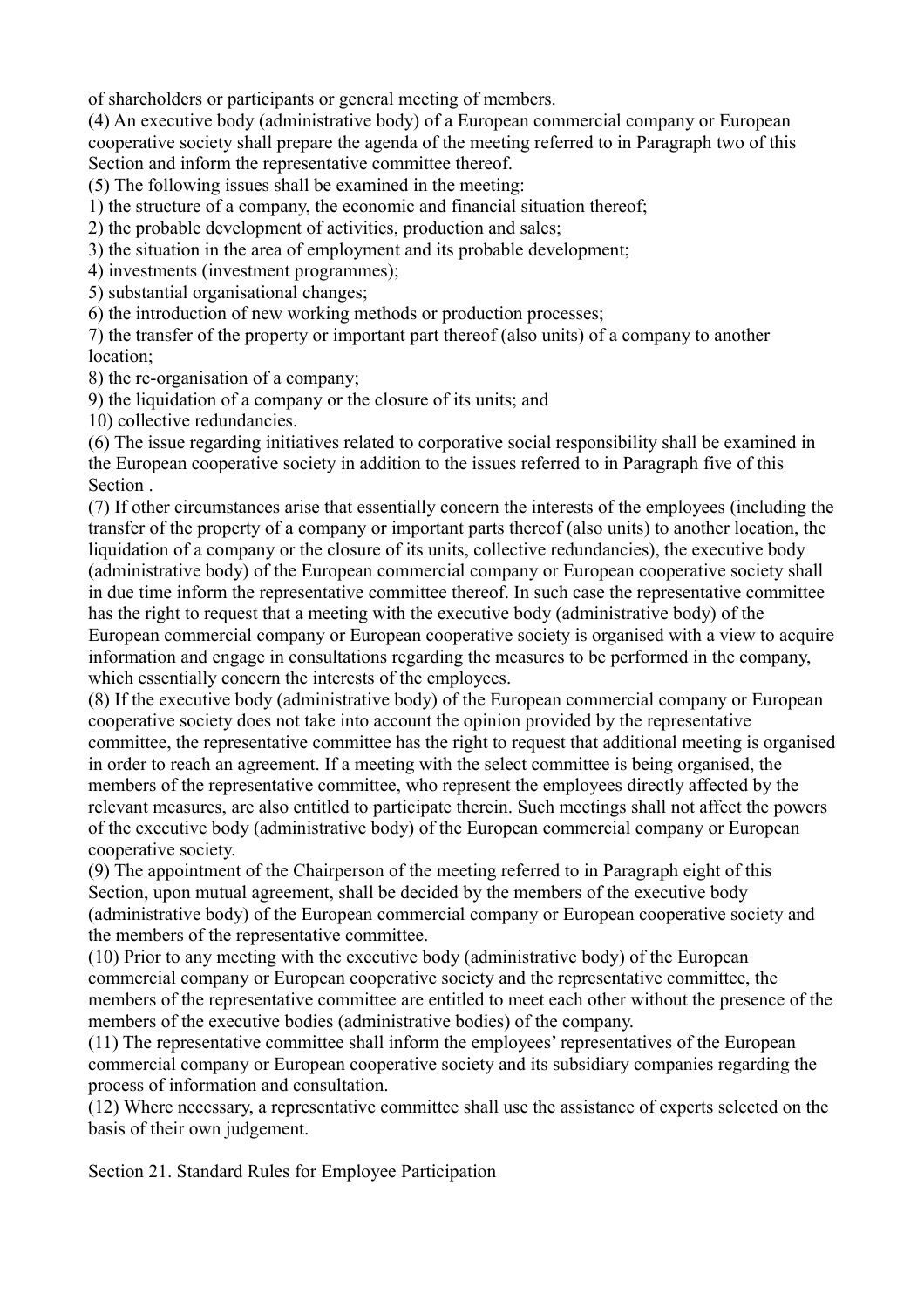of shareholders or participants or general meeting of members.

(4) An executive body (administrative body) of a European commercial company or European cooperative society shall prepare the agenda of the meeting referred to in Paragraph two of this Section and inform the representative committee thereof.

(5) The following issues shall be examined in the meeting:

1) the structure of a company, the economic and financial situation thereof;
2) the probable development of activities, production and sales;
3) the situation in the area of employment and its probable development;
4) investments (investment programmes);
5) substantial organisational changes;
6) the introduction of new working methods or production processes;
7) the transfer of the property or important part thereof (also units) of a company to another location;
8) the re-organisation of a company;
9) the liquidation of a company or the closure of its units; and
10) collective redundancies.

(6) The issue regarding initiatives related to corporative social responsibility shall be examined in the European cooperative society in addition to the issues referred to in Paragraph five of this Section .

(7) If other circumstances arise that essentially concern the interests of the employees (including the transfer of the property of a company or important parts thereof (also units) to another location, the liquidation of a company or the closure of its units, collective redundancies), the executive body (administrative body) of the European commercial company or European cooperative society shall in due time inform the representative committee thereof. In such case the representative committee has the right to request that a meeting with the executive body (administrative body) of the European commercial company or European cooperative society is organised with a view to acquire information and engage in consultations regarding the measures to be performed in the company, which essentially concern the interests of the employees.

(8) If the executive body (administrative body) of the European commercial company or European cooperative society does not take into account the opinion provided by the representative committee, the representative committee has the right to request that additional meeting is organised in order to reach an agreement. If a meeting with the select committee is being organised, the members of the representative committee, who represent the employees directly affected by the relevant measures, are also entitled to participate therein. Such meetings shall not affect the powers of the executive body (administrative body) of the European commercial company or European cooperative society.

(9) The appointment of the Chairperson of the meeting referred to in Paragraph eight of this Section, upon mutual agreement, shall be decided by the members of the executive body (administrative body) of the European commercial company or European cooperative society and the members of the representative committee.

(10) Prior to any meeting with the executive body (administrative body) of the European commercial company or European cooperative society and the representative committee, the members of the representative committee are entitled to meet each other without the presence of the members of the executive bodies (administrative bodies) of the company.

(11) The representative committee shall inform the employees' representatives of the European commercial company or European cooperative society and its subsidiary companies regarding the process of information and consultation.

(12) Where necessary, a representative committee shall use the assistance of experts selected on the basis of their own judgement.

Section 21. Standard Rules for Employee Participation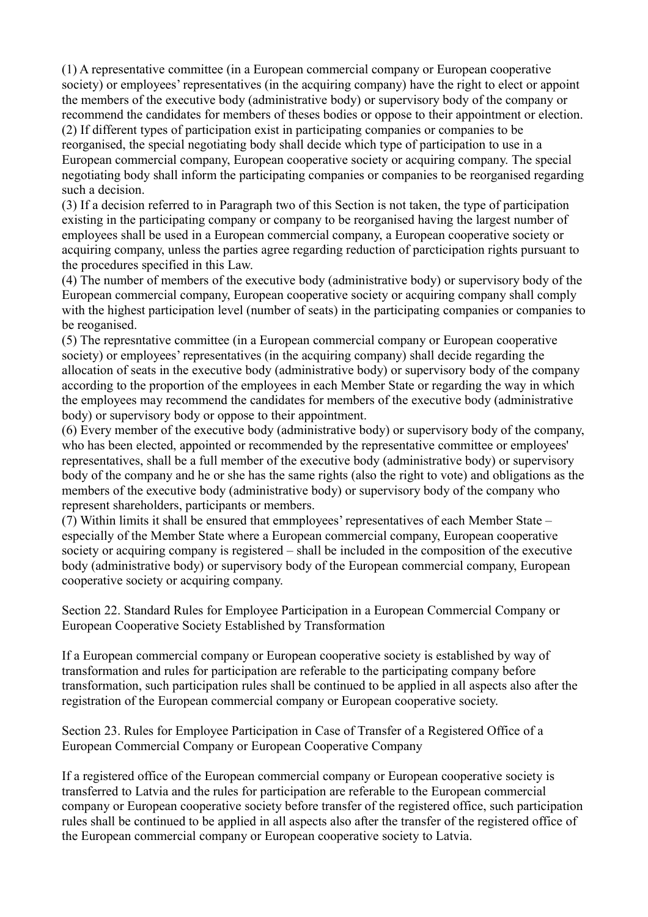(1) A representative committee (in a European commercial company or European cooperative society) or employees' representatives (in the acquiring company) have the right to elect or appoint the members of the executive body (administrative body) or supervisory body of the company or recommend the candidates for members of theses bodies or oppose to their appointment or election.
(2) If different types of participation exist in participating companies or companies to be reorganised, the special negotiating body shall decide which type of participation to use in a European commercial company, European cooperative society or acquiring company. The special negotiating body shall inform the participating companies or companies to be reorganised regarding such a decision.
(3) If a decision referred to in Paragraph two of this Section is not taken, the type of participation existing in the participating company or company to be reorganised having the largest number of employees shall be used in a European commercial company, a European cooperative society or acquiring company, unless the parties agree regarding reduction of parcticipation rights pursuant to the procedures specified in this Law.
(4) The number of members of the executive body (administrative body) or supervisory body of the European commercial company, European cooperative society or acquiring company shall comply with the highest participation level (number of seats) in the participating companies or companies to be reoganised.
(5) The represntative committee (in a European commercial company or European cooperative society) or employees' representatives (in the acquiring company) shall decide regarding the allocation of seats in the executive body (administrative body) or supervisory body of the company according to the proportion of the employees in each Member State or regarding the way in which the employees may recommend the candidates for members of the executive body (administrative body) or supervisory body or oppose to their appointment.
(6) Every member of the executive body (administrative body) or supervisory body of the company, who has been elected, appointed or recommended by the representative committee or employees' representatives, shall be a full member of the executive body (administrative body) or supervisory body of the company and he or she has the same rights (also the right to vote) and obligations as the members of the executive body (administrative body) or supervisory body of the company who represent shareholders, participants or members.
(7) Within limits it shall be ensured that emmployees' representatives of each Member State – especially of the Member State where a European commercial company, European cooperative society or acquiring company is registered – shall be included in the composition of the executive body (administrative body) or supervisory body of the European commercial company, European cooperative society or acquiring company.

Section 22. Standard Rules for Employee Participation in a European Commercial Company or European Cooperative Society Established by Transformation

If a European commercial company or European cooperative society is established by way of transformation and rules for participation are referable to the participating company before transformation, such participation rules shall be continued to be applied in all aspects also after the registration of the European commercial company or European cooperative society.

Section 23. Rules for Employee Participation in Case of Transfer of a Registered Office of a European Commercial Company or European Cooperative Company

If a registered office of the European commercial company or European cooperative society is transferred to Latvia and the rules for participation are referable to the European commercial company or European cooperative society before transfer of the registered office, such participation rules shall be continued to be applied in all aspects also after the transfer of the registered office of the European commercial company or European cooperative society to Latvia.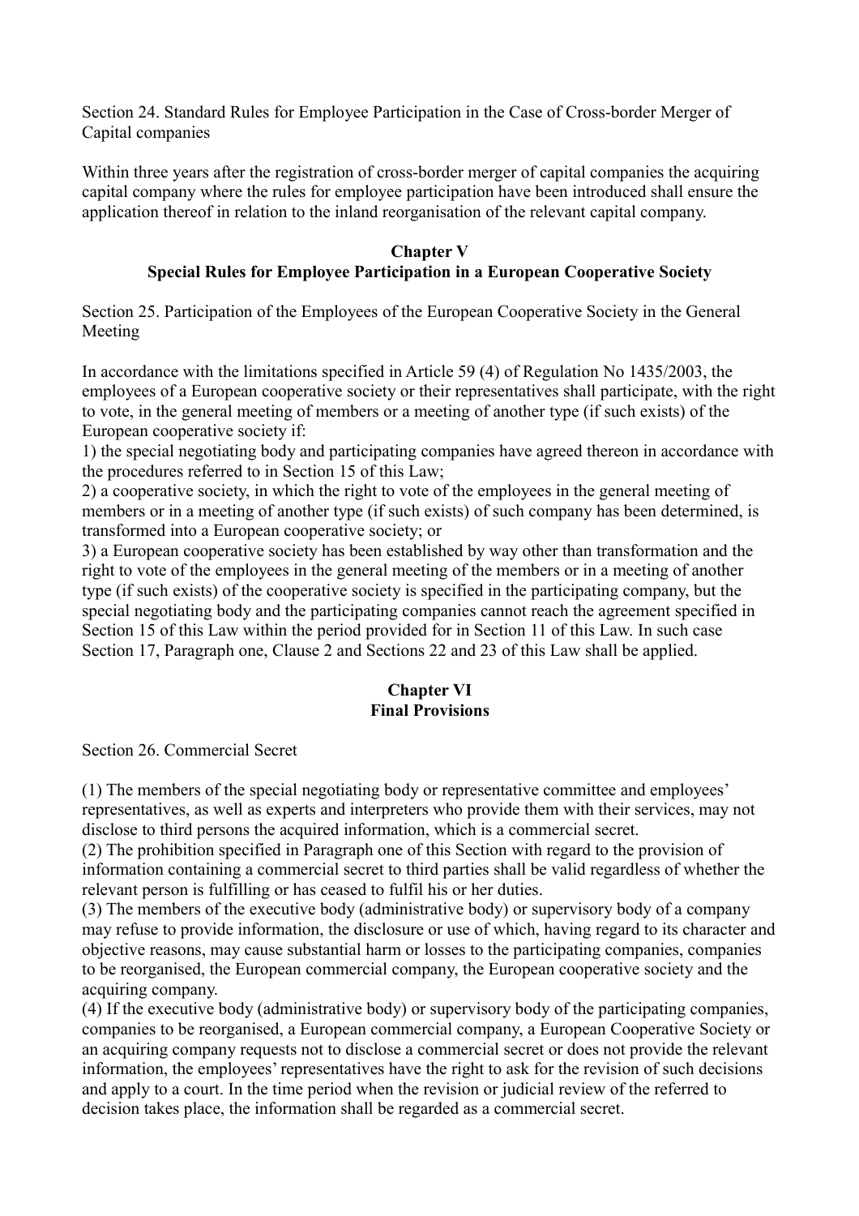Section 24. Standard Rules for Employee Participation in the Case of Cross-border Merger of Capital companies

Within three years after the registration of cross-border merger of capital companies the acquiring capital company where the rules for employee participation have been introduced shall ensure the application thereof in relation to the inland reorganisation of the relevant capital company.

## Chapter V
## Special Rules for Employee Participation in a European Cooperative Society

Section 25. Participation of the Employees of the European Cooperative Society in the General Meeting

In accordance with the limitations specified in Article 59 (4) of Regulation No 1435/2003, the employees of a European cooperative society or their representatives shall participate, with the right to vote, in the general meeting of members or a meeting of another type (if such exists) of the European cooperative society if:
1) the special negotiating body and participating companies have agreed thereon in accordance with the procedures referred to in Section 15 of this Law;
2) a cooperative society, in which the right to vote of the employees in the general meeting of members or in a meeting of another type (if such exists) of such company has been determined, is transformed into a European cooperative society; or
3) a European cooperative society has been established by way other than transformation and the right to vote of the employees in the general meeting of the members or in a meeting of another type (if such exists) of the cooperative society is specified in the participating company, but the special negotiating body and the participating companies cannot reach the agreement specified in Section 15 of this Law within the period provided for in Section 11 of this Law. In such case Section 17, Paragraph one, Clause 2 and Sections 22 and 23 of this Law shall be applied.

## Chapter VI
## Final Provisions

Section 26. Commercial Secret

(1) The members of the special negotiating body or representative committee and employees' representatives, as well as experts and interpreters who provide them with their services, may not disclose to third persons the acquired information, which is a commercial secret.
(2) The prohibition specified in Paragraph one of this Section with regard to the provision of information containing a commercial secret to third parties shall be valid regardless of whether the relevant person is fulfilling or has ceased to fulfil his or her duties.
(3) The members of the executive body (administrative body) or supervisory body of a company may refuse to provide information, the disclosure or use of which, having regard to its character and objective reasons, may cause substantial harm or losses to the participating companies, companies to be reorganised, the European commercial company, the European cooperative society and the acquiring company.
(4) If the executive body (administrative body) or supervisory body of the participating companies, companies to be reorganised, a European commercial company, a European Cooperative Society or an acquiring company requests not to disclose a commercial secret or does not provide the relevant information, the employees' representatives have the right to ask for the revision of such decisions and apply to a court. In the time period when the revision or judicial review of the referred to decision takes place, the information shall be regarded as a commercial secret.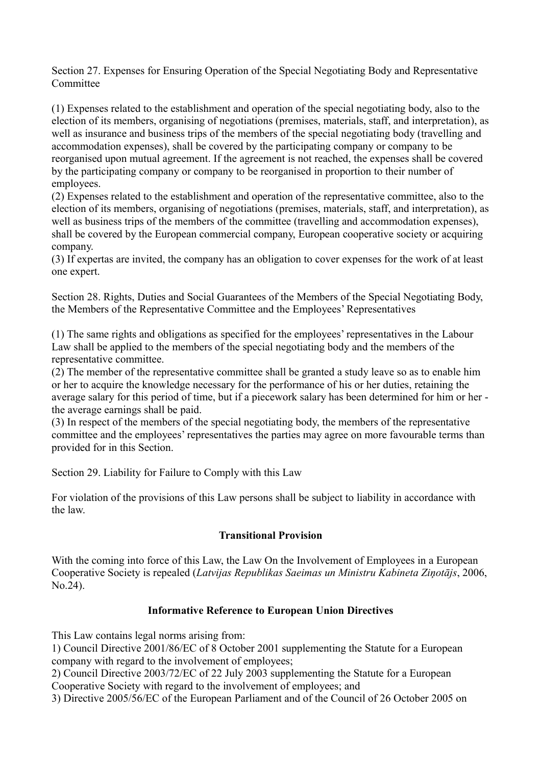Section 27. Expenses for Ensuring Operation of the Special Negotiating Body and Representative Committee

(1) Expenses related to the establishment and operation of the special negotiating body, also to the election of its members, organising of negotiations (premises, materials, staff, and interpretation), as well as insurance and business trips of the members of the special negotiating body (travelling and accommodation expenses), shall be covered by the participating company or company to be reorganised upon mutual agreement. If the agreement is not reached, the expenses shall be covered by the participating company or company to be reorganised in proportion to their number of employees.
(2) Expenses related to the establishment and operation of the representative committee, also to the election of its members, organising of negotiations (premises, materials, staff, and interpretation), as well as business trips of the members of the committee (travelling and accommodation expenses), shall be covered by the European commercial company, European cooperative society or acquiring company.
(3) If expertas are invited, the company has an obligation to cover expenses for the work of at least one expert.

Section 28. Rights, Duties and Social Guarantees of the Members of the Special Negotiating Body, the Members of the Representative Committee and the Employees' Representatives

(1) The same rights and obligations as specified for the employees' representatives in the Labour Law shall be applied to the members of the special negotiating body and the members of the representative committee.
(2) The member of the representative committee shall be granted a study leave so as to enable him or her to acquire the knowledge necessary for the performance of his or her duties, retaining the average salary for this period of time, but if a piecework salary has been determined for him or her - the average earnings shall be paid.
(3) In respect of the members of the special negotiating body, the members of the representative committee and the employees' representatives the parties may agree on more favourable terms than provided for in this Section.

Section 29. Liability for Failure to Comply with this Law

For violation of the provisions of this Law persons shall be subject to liability in accordance with the law.

**Transitional Provision**

With the coming into force of this Law, the Law On the Involvement of Employees in a European Cooperative Society is repealed (*Latvijas Republikas Saeimas un Ministru Kabineta Ziņotājs*, 2006, No.24).

**Informative Reference to European Union Directives**

This Law contains legal norms arising from:
1) Council Directive 2001/86/EC of 8 October 2001 supplementing the Statute for a European company with regard to the involvement of employees;
2) Council Directive 2003/72/EC of 22 July 2003 supplementing the Statute for a European Cooperative Society with regard to the involvement of employees; and
3) Directive 2005/56/EC of the European Parliament and of the Council of 26 October 2005 on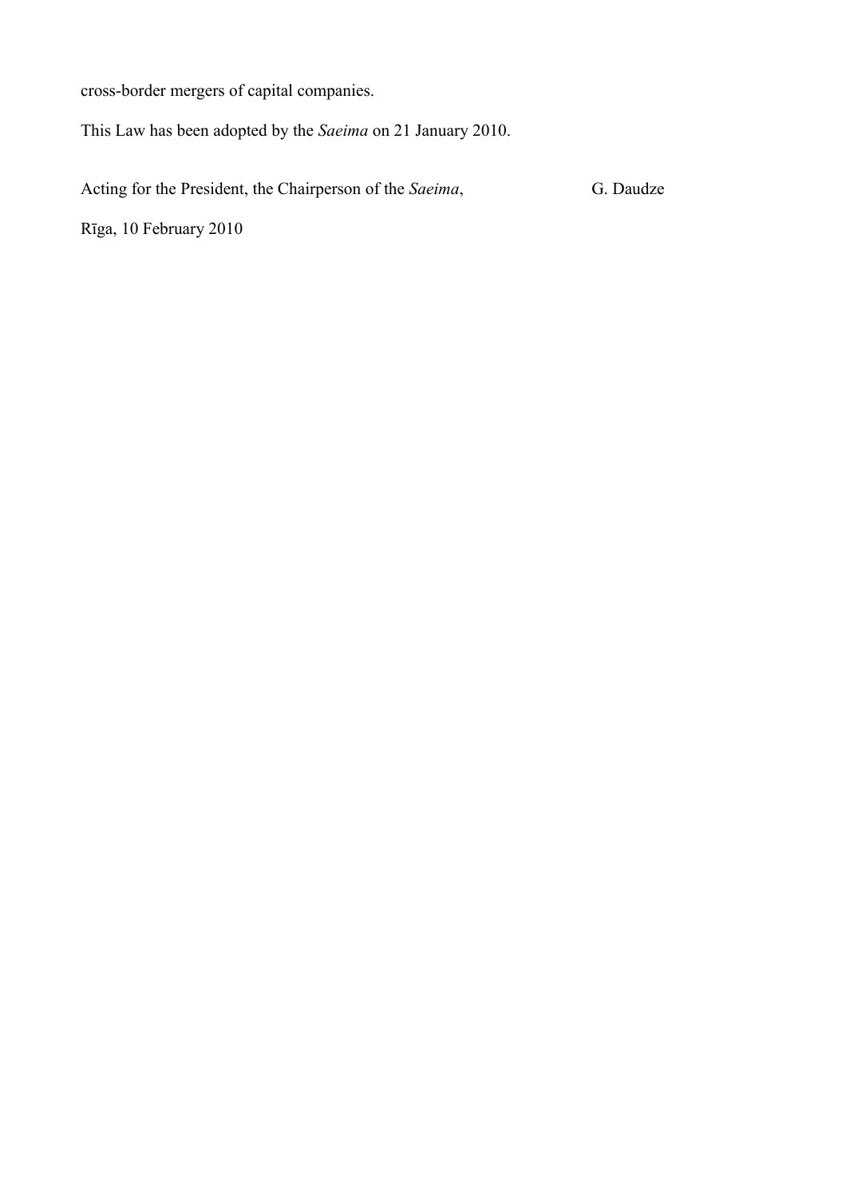cross-border mergers of capital companies.

This Law has been adopted by the *Saeima* on 21 January 2010.

Acting for the President, the Chairperson of the *Saeima*, G. Daudze

Rīga, 10 February 2010